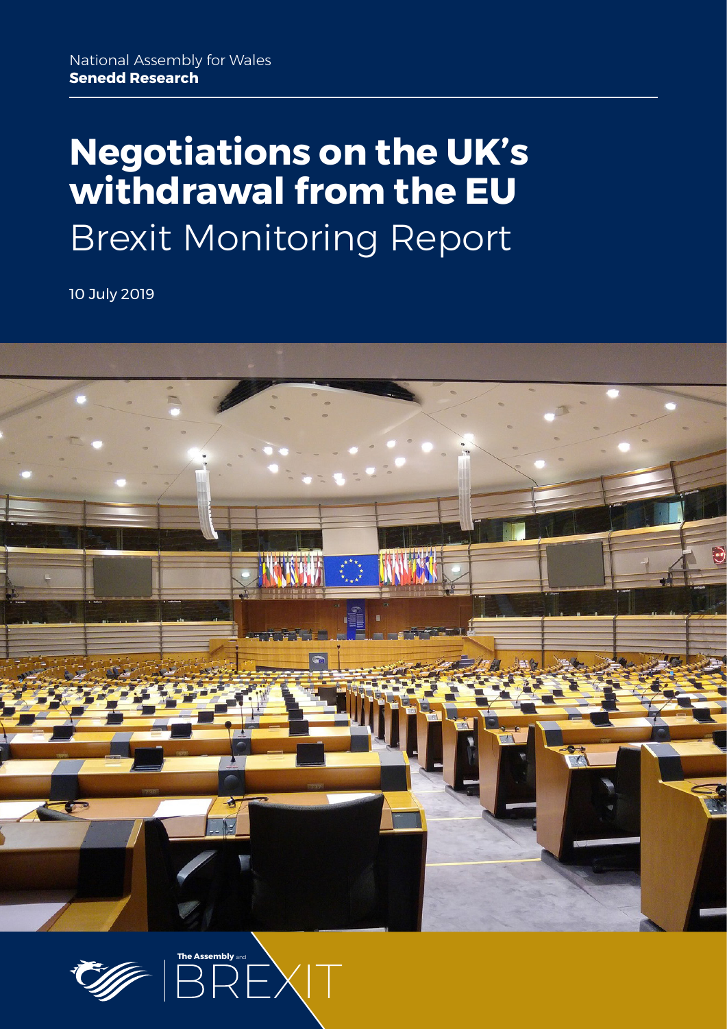National Assembly for Wales
**Senedd Research**

# Negotiations on the UK's withdrawal from the EU
## Brexit Monitoring Report

10 July 2019

The Assembly and BREXIT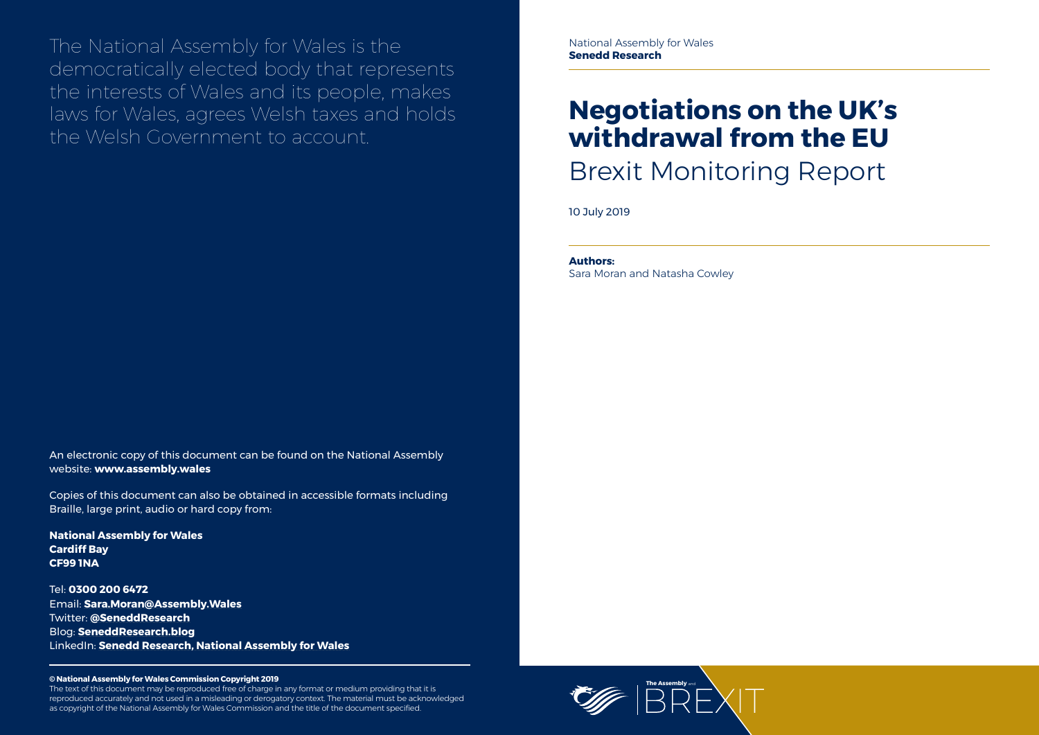The National Assembly for Wales is the democratically elected body that represents the interests of Wales and its people, makes laws for Wales, agrees Welsh taxes and holds the Welsh Government to account.

An electronic copy of this document can be found on the National Assembly website: **www.assembly.wales**

Copies of this document can also be obtained in accessible formats including Braille, large print, audio or hard copy from:

**National Assembly for Wales**
**Cardiff Bay**
**CF99 1NA**

Tel: **0300 200 6472**
Email: **Sara.Moran@Assembly.Wales**
Twitter: **@SeneddResearch**
Blog: **SeneddResearch.blog**
LinkedIn: **Senedd Research, National Assembly for Wales**

**© National Assembly for Wales Commission Copyright 2019**
The text of this document may be reproduced free of charge in any format or medium providing that it is reproduced accurately and not used in a misleading or derogatory context. The material must be acknowledged as copyright of the National Assembly for Wales Commission and the title of the document specified.

National Assembly for Wales
**Senedd Research**

# Negotiations on the UK's withdrawal from the EU

## Brexit Monitoring Report

10 July 2019

**Authors:**
Sara Moran and Natasha Cowley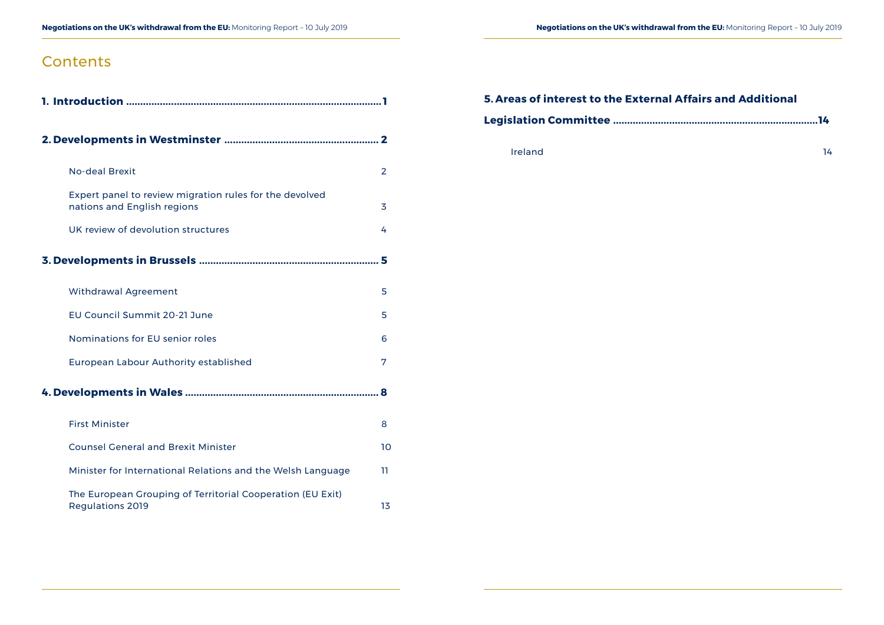# Contents

**1. Introduction ........................................................................................1**

**2. Developments in Westminster ...................................................... 2**

- No-deal Brexit 2
- Expert panel to review migration rules for the devolved nations and English regions 3
- UK review of devolution structures 4

**3. Developments in Brussels ............................................................... 5**

- Withdrawal Agreement 5
- EU Council Summit 20-21 June 5
- Nominations for EU senior roles 6
- European Labour Authority established 7

**4. Developments in Wales .................................................................... 8**

- First Minister 8
- Counsel General and Brexit Minister 10
- Minister for International Relations and the Welsh Language 11
- The European Grouping of Territorial Cooperation (EU Exit) Regulations 2019 13

**5. Areas of interest to the External Affairs and Additional Legislation Committee .........................................................................14**

- Ireland 14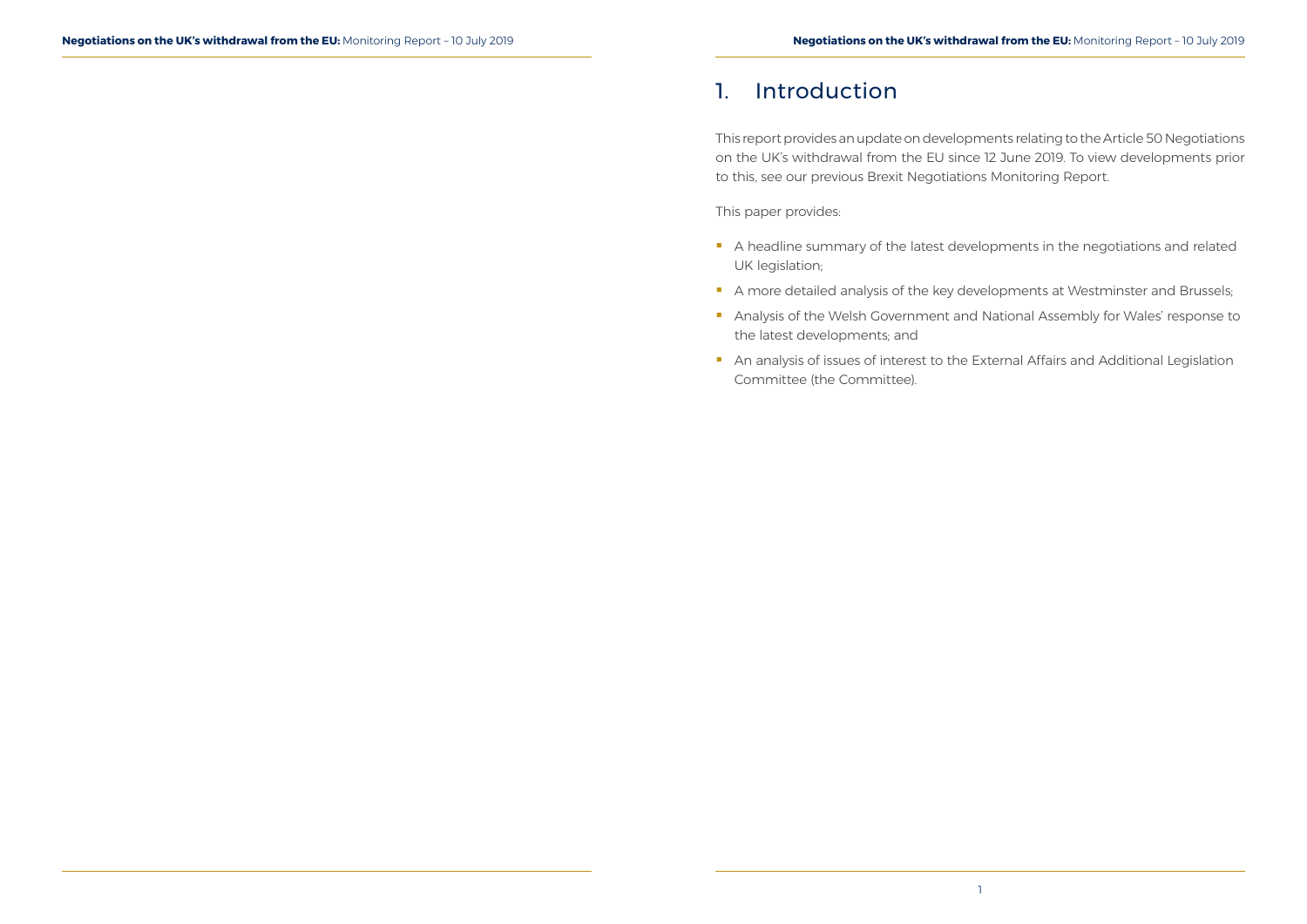# 1. Introduction

This report provides an update on developments relating to the Article 50 Negotiations on the UK's withdrawal from the EU since 12 June 2019. To view developments prior to this, see our previous Brexit Negotiations Monitoring Report.

This paper provides:

- A headline summary of the latest developments in the negotiations and related UK legislation;
- A more detailed analysis of the key developments at Westminster and Brussels;
- Analysis of the Welsh Government and National Assembly for Wales' response to the latest developments; and
- An analysis of issues of interest to the External Affairs and Additional Legislation Committee (the Committee).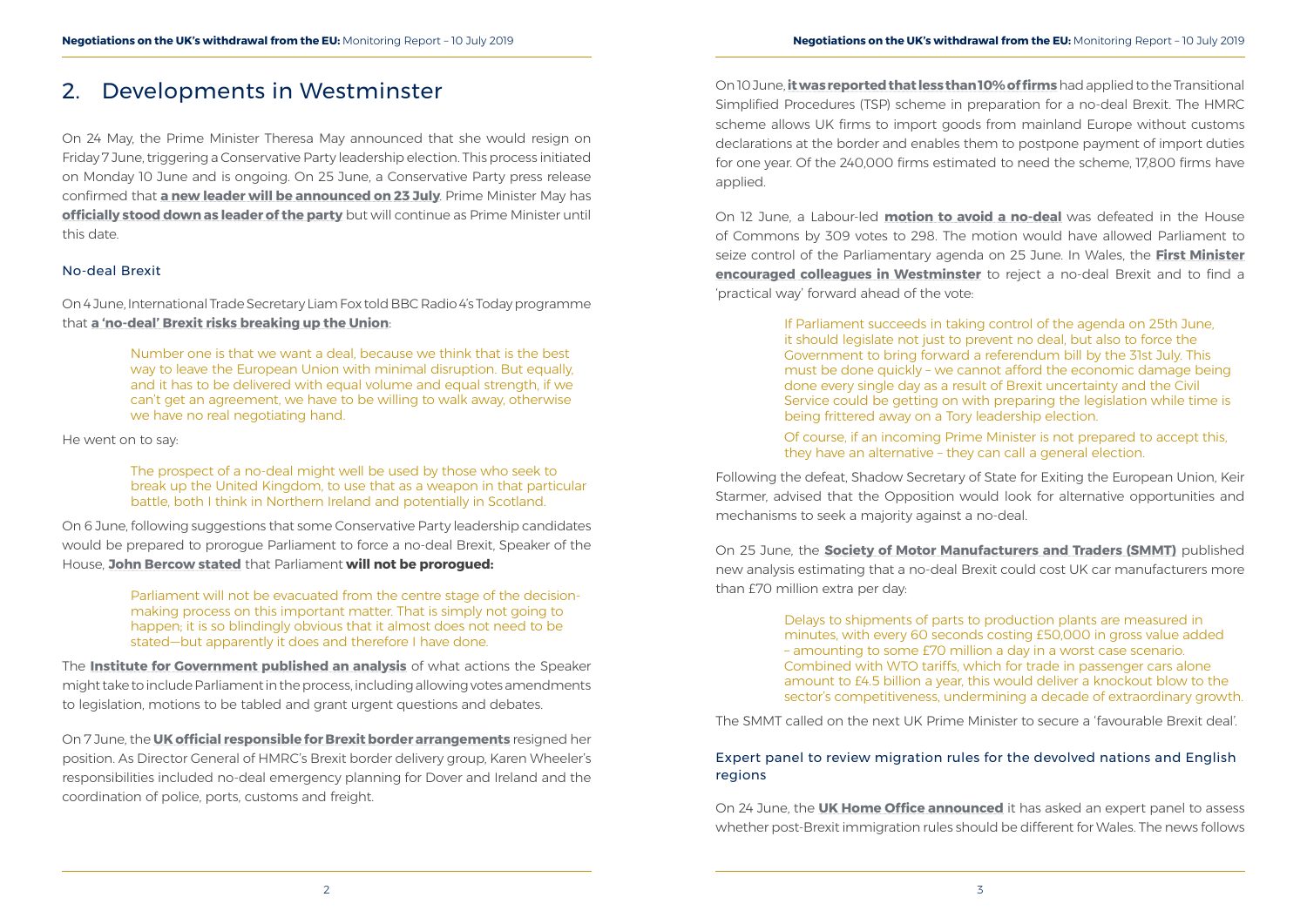## 2. Developments in Westminster

On 24 May, the Prime Minister Theresa May announced that she would resign on Friday 7 June, triggering a Conservative Party leadership election. This process initiated on Monday 10 June and is ongoing. On 25 June, a Conservative Party press release confirmed that **a new leader will be announced on 23 July**. Prime Minister May has **officially stood down as leader of the party** but will continue as Prime Minister until this date.

### No-deal Brexit

On 4 June, International Trade Secretary Liam Fox told BBC Radio 4's Today programme that **a 'no-deal' Brexit risks breaking up the Union**:

> Number one is that we want a deal, because we think that is the best way to leave the European Union with minimal disruption. But equally, and it has to be delivered with equal volume and equal strength, if we can't get an agreement, we have to be willing to walk away, otherwise we have no real negotiating hand.

He went on to say:

> The prospect of a no-deal might well be used by those who seek to break up the United Kingdom, to use that as a weapon in that particular battle, both I think in Northern Ireland and potentially in Scotland.

On 6 June, following suggestions that some Conservative Party leadership candidates would be prepared to prorogue Parliament to force a no-deal Brexit, Speaker of the House, **John Bercow stated** that Parliament **will not be prorogued:**

> Parliament will not be evacuated from the centre stage of the decision-making process on this important matter. That is simply not going to happen; it is so blindingly obvious that it almost does not need to be stated—but apparently it does and therefore I have done.

The **Institute for Government published an analysis** of what actions the Speaker might take to include Parliament in the process, including allowing votes amendments to legislation, motions to be tabled and grant urgent questions and debates.

On 7 June, the **UK official responsible for Brexit border arrangements** resigned her position. As Director General of HMRC's Brexit border delivery group, Karen Wheeler's responsibilities included no-deal emergency planning for Dover and Ireland and the coordination of police, ports, customs and freight.

On 10 June, **it was reported that less than 10% of firms** had applied to the Transitional Simplified Procedures (TSP) scheme in preparation for a no-deal Brexit. The HMRC scheme allows UK firms to import goods from mainland Europe without customs declarations at the border and enables them to postpone payment of import duties for one year. Of the 240,000 firms estimated to need the scheme, 17,800 firms have applied.

On 12 June, a Labour-led **motion to avoid a no-deal** was defeated in the House of Commons by 309 votes to 298. The motion would have allowed Parliament to seize control of the Parliamentary agenda on 25 June. In Wales, the **First Minister encouraged colleagues in Westminster** to reject a no-deal Brexit and to find a 'practical way' forward ahead of the vote:

> If Parliament succeeds in taking control of the agenda on 25th June, it should legislate not just to prevent no deal, but also to force the Government to bring forward a referendum bill by the 31st July. This must be done quickly – we cannot afford the economic damage being done every single day as a result of Brexit uncertainty and the Civil Service could be getting on with preparing the legislation while time is being frittered away on a Tory leadership election.
>
> Of course, if an incoming Prime Minister is not prepared to accept this, they have an alternative – they can call a general election.

Following the defeat, Shadow Secretary of State for Exiting the European Union, Keir Starmer, advised that the Opposition would look for alternative opportunities and mechanisms to seek a majority against a no-deal.

On 25 June, the **Society of Motor Manufacturers and Traders (SMMT)** published new analysis estimating that a no-deal Brexit could cost UK car manufacturers more than £70 million extra per day:

> Delays to shipments of parts to production plants are measured in minutes, with every 60 seconds costing £50,000 in gross value added – amounting to some £70 million a day in a worst case scenario. Combined with WTO tariffs, which for trade in passenger cars alone amount to £4.5 billion a year, this would deliver a knockout blow to the sector's competitiveness, undermining a decade of extraordinary growth.

The SMMT called on the next UK Prime Minister to secure a 'favourable Brexit deal'.

### Expert panel to review migration rules for the devolved nations and English regions

On 24 June, the **UK Home Office announced** it has asked an expert panel to assess whether post-Brexit immigration rules should be different for Wales. The news follows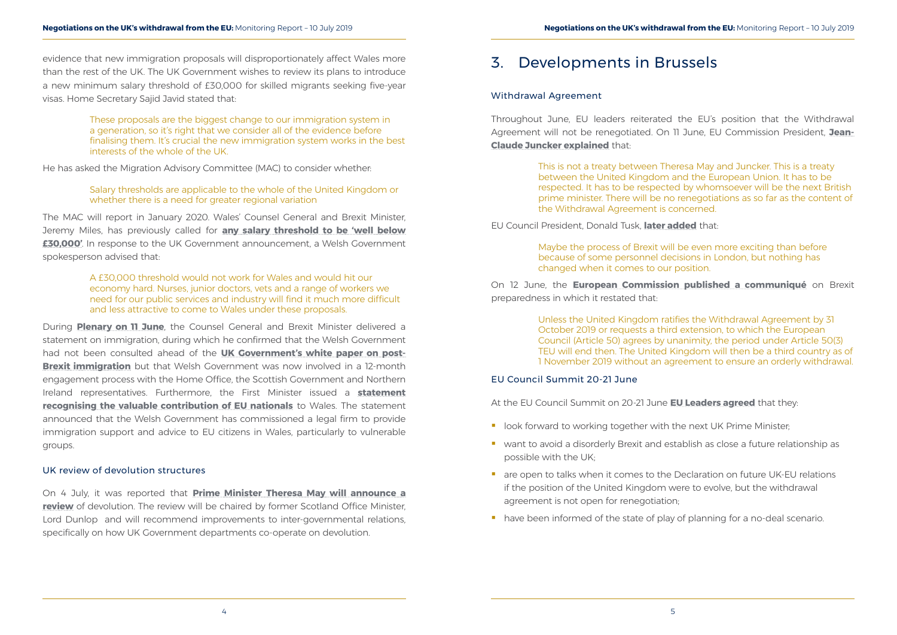evidence that new immigration proposals will disproportionately affect Wales more than the rest of the UK. The UK Government wishes to review its plans to introduce a new minimum salary threshold of £30,000 for skilled migrants seeking five-year visas. Home Secretary Sajid Javid stated that:

> These proposals are the biggest change to our immigration system in a generation, so it's right that we consider all of the evidence before finalising them. It's crucial the new immigration system works in the best interests of the whole of the UK.

He has asked the Migration Advisory Committee (MAC) to consider whether:

> Salary thresholds are applicable to the whole of the United Kingdom or whether there is a need for greater regional variation

The MAC will report in January 2020. Wales' Counsel General and Brexit Minister, Jeremy Miles, has previously called for **any salary threshold to be 'well below £30,000'**. In response to the UK Government announcement, a Welsh Government spokesperson advised that:

> A £30,000 threshold would not work for Wales and would hit our economy hard. Nurses, junior doctors, vets and a range of workers we need for our public services and industry will find it much more difficult and less attractive to come to Wales under these proposals.

During **Plenary on 11 June**, the Counsel General and Brexit Minister delivered a statement on immigration, during which he confirmed that the Welsh Government had not been consulted ahead of the **UK Government's white paper on post-Brexit immigration** but that Welsh Government was now involved in a 12-month engagement process with the Home Office, the Scottish Government and Northern Ireland representatives. Furthermore, the First Minister issued a **statement recognising the valuable contribution of EU nationals** to Wales. The statement announced that the Welsh Government has commissioned a legal firm to provide immigration support and advice to EU citizens in Wales, particularly to vulnerable groups.

### UK review of devolution structures

On 4 July, it was reported that **Prime Minister Theresa May will announce a review** of devolution. The review will be chaired by former Scotland Office Minister, Lord Dunlop and will recommend improvements to inter-governmental relations, specifically on how UK Government departments co-operate on devolution.

## 3. Developments in Brussels

### Withdrawal Agreement

Throughout June, EU leaders reiterated the EU's position that the Withdrawal Agreement will not be renegotiated. On 11 June, EU Commission President, **Jean-Claude Juncker explained** that:

> This is not a treaty between Theresa May and Juncker. This is a treaty between the United Kingdom and the European Union. It has to be respected. It has to be respected by whomsoever will be the next British prime minister. There will be no renegotiations as so far as the content of the Withdrawal Agreement is concerned.

EU Council President, Donald Tusk, **later added** that:

> Maybe the process of Brexit will be even more exciting than before because of some personnel decisions in London, but nothing has changed when it comes to our position.

On 12 June, the **European Commission published a communiqué** on Brexit preparedness in which it restated that:

> Unless the United Kingdom ratifies the Withdrawal Agreement by 31 October 2019 or requests a third extension, to which the European Council (Article 50) agrees by unanimity, the period under Article 50(3) TEU will end then. The United Kingdom will then be a third country as of 1 November 2019 without an agreement to ensure an orderly withdrawal.

### EU Council Summit 20-21 June

At the EU Council Summit on 20-21 June **EU Leaders agreed** that they:

- look forward to working together with the next UK Prime Minister;
- want to avoid a disorderly Brexit and establish as close a future relationship as possible with the UK;
- are open to talks when it comes to the Declaration on future UK-EU relations if the position of the United Kingdom were to evolve, but the withdrawal agreement is not open for renegotiation;
- have been informed of the state of play of planning for a no-deal scenario.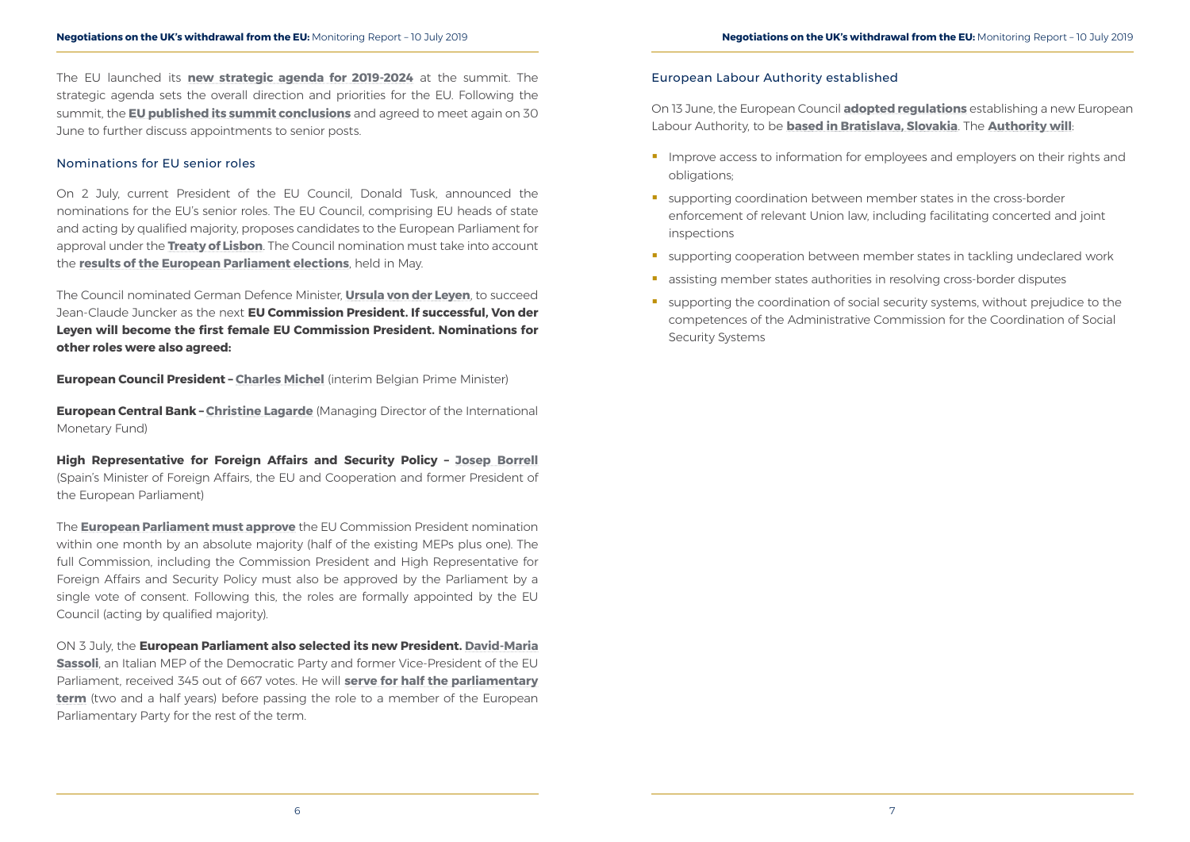The EU launched its **new strategic agenda for 2019-2024** at the summit. The strategic agenda sets the overall direction and priorities for the EU. Following the summit, the **EU published its summit conclusions** and agreed to meet again on 30 June to further discuss appointments to senior posts.

### Nominations for EU senior roles

On 2 July, current President of the EU Council, Donald Tusk, announced the nominations for the EU's senior roles. The EU Council, comprising EU heads of state and acting by qualified majority, proposes candidates to the European Parliament for approval under the **Treaty of Lisbon**. The Council nomination must take into account the **results of the European Parliament elections**, held in May.

The Council nominated German Defence Minister, **Ursula von der Leyen**, to succeed Jean-Claude Juncker as the next **EU Commission President. If successful, Von der Leyen will become the first female EU Commission President. Nominations for other roles were also agreed:**

**European Council President – Charles Michel** (interim Belgian Prime Minister)

**European Central Bank – Christine Lagarde** (Managing Director of the International Monetary Fund)

**High Representative for Foreign Affairs and Security Policy – Josep Borrell** (Spain's Minister of Foreign Affairs, the EU and Cooperation and former President of the European Parliament)

The **European Parliament must approve** the EU Commission President nomination within one month by an absolute majority (half of the existing MEPs plus one). The full Commission, including the Commission President and High Representative for Foreign Affairs and Security Policy must also be approved by the Parliament by a single vote of consent. Following this, the roles are formally appointed by the EU Council (acting by qualified majority).

ON 3 July, the **European Parliament also selected its new President. David-Maria Sassoli**, an Italian MEP of the Democratic Party and former Vice-President of the EU Parliament, received 345 out of 667 votes. He will **serve for half the parliamentary term** (two and a half years) before passing the role to a member of the European Parliamentary Party for the rest of the term.

### European Labour Authority established

On 13 June, the European Council **adopted regulations** establishing a new European Labour Authority, to be **based in Bratislava, Slovakia**. The **Authority will**:

- Improve access to information for employees and employers on their rights and obligations;
- supporting coordination between member states in the cross-border enforcement of relevant Union law, including facilitating concerted and joint inspections
- supporting cooperation between member states in tackling undeclared work
- assisting member states authorities in resolving cross-border disputes
- supporting the coordination of social security systems, without prejudice to the competences of the Administrative Commission for the Coordination of Social Security Systems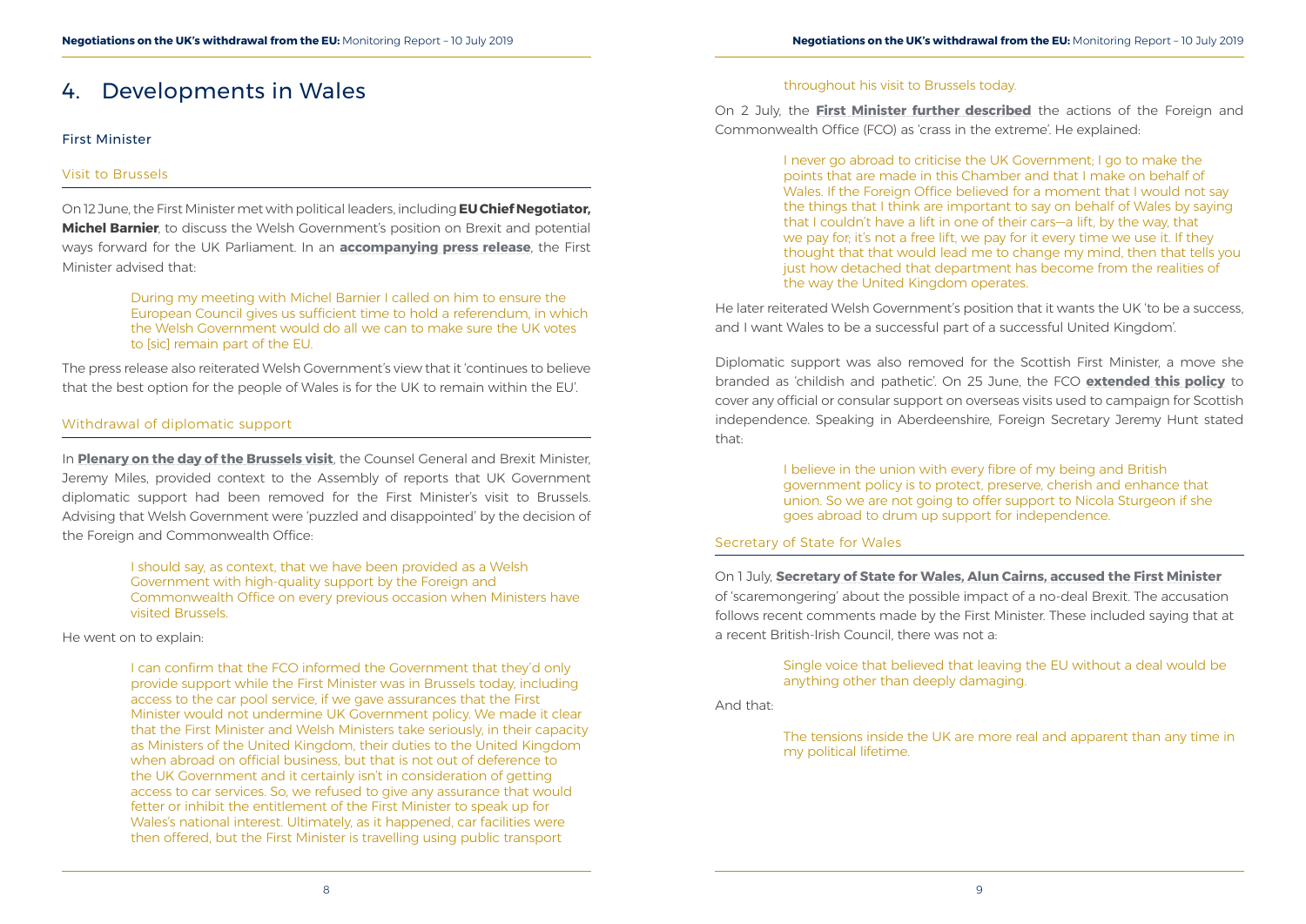# 4. Developments in Wales

## First Minister

### Visit to Brussels

On 12 June, the First Minister met with political leaders, including **EU Chief Negotiator, Michel Barnier**, to discuss the Welsh Government's position on Brexit and potential ways forward for the UK Parliament. In an **accompanying press release**, the First Minister advised that:

> During my meeting with Michel Barnier I called on him to ensure the European Council gives us sufficient time to hold a referendum, in which the Welsh Government would do all we can to make sure the UK votes to [sic] remain part of the EU.

The press release also reiterated Welsh Government's view that it 'continues to believe that the best option for the people of Wales is for the UK to remain within the EU'.

### Withdrawal of diplomatic support

In **Plenary on the day of the Brussels visit**, the Counsel General and Brexit Minister, Jeremy Miles, provided context to the Assembly of reports that UK Government diplomatic support had been removed for the First Minister's visit to Brussels. Advising that Welsh Government were 'puzzled and disappointed' by the decision of the Foreign and Commonwealth Office:

> I should say, as context, that we have been provided as a Welsh Government with high-quality support by the Foreign and Commonwealth Office on every previous occasion when Ministers have visited Brussels.

He went on to explain:

> I can confirm that the FCO informed the Government that they'd only provide support while the First Minister was in Brussels today, including access to the car pool service, if we gave assurances that the First Minister would not undermine UK Government policy. We made it clear that the First Minister and Welsh Ministers take seriously, in their capacity as Ministers of the United Kingdom, their duties to the United Kingdom when abroad on official business, but that is not out of deference to the UK Government and it certainly isn't in consideration of getting access to car services. So, we refused to give any assurance that would fetter or inhibit the entitlement of the First Minister to speak up for Wales's national interest. Ultimately, as it happened, car facilities were then offered, but the First Minister is travelling using public transport throughout his visit to Brussels today.

On 2 July, the **First Minister further described** the actions of the Foreign and Commonwealth Office (FCO) as 'crass in the extreme'. He explained:

> I never go abroad to criticise the UK Government; I go to make the points that are made in this Chamber and that I make on behalf of Wales. If the Foreign Office believed for a moment that I would not say the things that I think are important to say on behalf of Wales by saying that I couldn't have a lift in one of their cars—a lift, by the way, that we pay for; it's not a free lift, we pay for it every time we use it. If they thought that that would lead me to change my mind, then that tells you just how detached that department has become from the realities of the way the United Kingdom operates.

He later reiterated Welsh Government's position that it wants the UK 'to be a success, and I want Wales to be a successful part of a successful United Kingdom'.

Diplomatic support was also removed for the Scottish First Minister, a move she branded as 'childish and pathetic'. On 25 June, the FCO **extended this policy** to cover any official or consular support on overseas visits used to campaign for Scottish independence. Speaking in Aberdeenshire, Foreign Secretary Jeremy Hunt stated that:

> I believe in the union with every fibre of my being and British government policy is to protect, preserve, cherish and enhance that union. So we are not going to offer support to Nicola Sturgeon if she goes abroad to drum up support for independence.

### Secretary of State for Wales

On 1 July, **Secretary of State for Wales, Alun Cairns, accused the First Minister** of 'scaremongering' about the possible impact of a no-deal Brexit. The accusation follows recent comments made by the First Minister. These included saying that at a recent British-Irish Council, there was not a:

> Single voice that believed that leaving the EU without a deal would be anything other than deeply damaging.

And that:

> The tensions inside the UK are more real and apparent than any time in my political lifetime.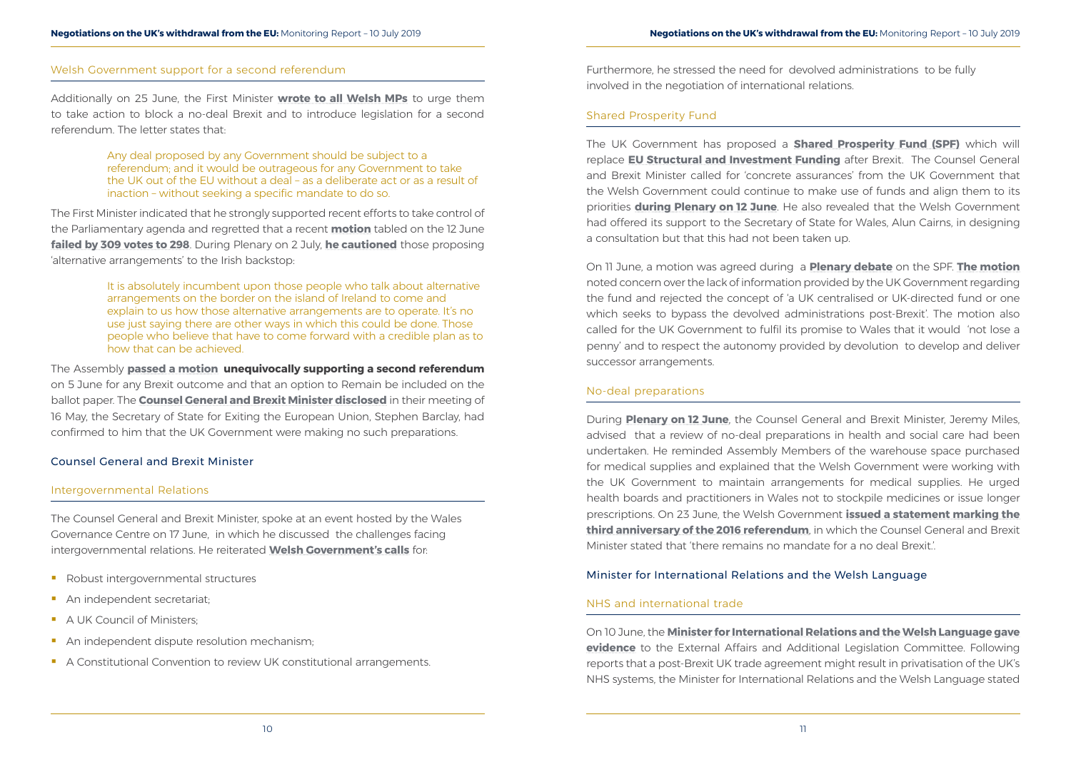### Welsh Government support for a second referendum

Additionally on 25 June, the First Minister **wrote to all Welsh MPs** to urge them to take action to block a no-deal Brexit and to introduce legislation for a second referendum. The letter states that:

> Any deal proposed by any Government should be subject to a referendum; and it would be outrageous for any Government to take the UK out of the EU without a deal – as a deliberate act or as a result of inaction – without seeking a specific mandate to do so.

The First Minister indicated that he strongly supported recent efforts to take control of the Parliamentary agenda and regretted that a recent **motion** tabled on the 12 June **failed by 309 votes to 298**. During Plenary on 2 July, **he cautioned** those proposing 'alternative arrangements' to the Irish backstop:

> It is absolutely incumbent upon those people who talk about alternative arrangements on the border on the island of Ireland to come and explain to us how those alternative arrangements are to operate. It's no use just saying there are other ways in which this could be done. Those people who believe that have to come forward with a credible plan as to how that can be achieved.

The Assembly **passed a motion** **unequivocally supporting a second referendum** on 5 June for any Brexit outcome and that an option to Remain be included on the ballot paper. The **Counsel General and Brexit Minister disclosed** in their meeting of 16 May, the Secretary of State for Exiting the European Union, Stephen Barclay, had confirmed to him that the UK Government were making no such preparations.

## Counsel General and Brexit Minister

### Intergovernmental Relations

The Counsel General and Brexit Minister, spoke at an event hosted by the Wales Governance Centre on 17 June, in which he discussed the challenges facing intergovernmental relations. He reiterated **Welsh Government's calls** for:

- Robust intergovernmental structures
- An independent secretariat;
- A UK Council of Ministers;
- An independent dispute resolution mechanism;
- A Constitutional Convention to review UK constitutional arrangements.

Furthermore, he stressed the need for devolved administrations to be fully involved in the negotiation of international relations.

### Shared Prosperity Fund

The UK Government has proposed a **Shared Prosperity Fund (SPF)** which will replace **EU Structural and Investment Funding** after Brexit. The Counsel General and Brexit Minister called for 'concrete assurances' from the UK Government that the Welsh Government could continue to make use of funds and align them to its priorities **during Plenary on 12 June**. He also revealed that the Welsh Government had offered its support to the Secretary of State for Wales, Alun Cairns, in designing a consultation but that this had not been taken up.

On 11 June, a motion was agreed during a **Plenary debate** on the SPF. **The motion** noted concern over the lack of information provided by the UK Government regarding the fund and rejected the concept of 'a UK centralised or UK-directed fund or one which seeks to bypass the devolved administrations post-Brexit'. The motion also called for the UK Government to fulfil its promise to Wales that it would 'not lose a penny' and to respect the autonomy provided by devolution to develop and deliver successor arrangements.

### No-deal preparations

During **Plenary on 12 June**, the Counsel General and Brexit Minister, Jeremy Miles, advised that a review of no-deal preparations in health and social care had been undertaken. He reminded Assembly Members of the warehouse space purchased for medical supplies and explained that the Welsh Government were working with the UK Government to maintain arrangements for medical supplies. He urged health boards and practitioners in Wales not to stockpile medicines or issue longer prescriptions. On 23 June, the Welsh Government **issued a statement marking the third anniversary of the 2016 referendum**, in which the Counsel General and Brexit Minister stated that 'there remains no mandate for a no deal Brexit.'.

## Minister for International Relations and the Welsh Language

### NHS and international trade

On 10 June, the **Minister for International Relations and the Welsh Language gave evidence** to the External Affairs and Additional Legislation Committee. Following reports that a post-Brexit UK trade agreement might result in privatisation of the UK's NHS systems, the Minister for International Relations and the Welsh Language stated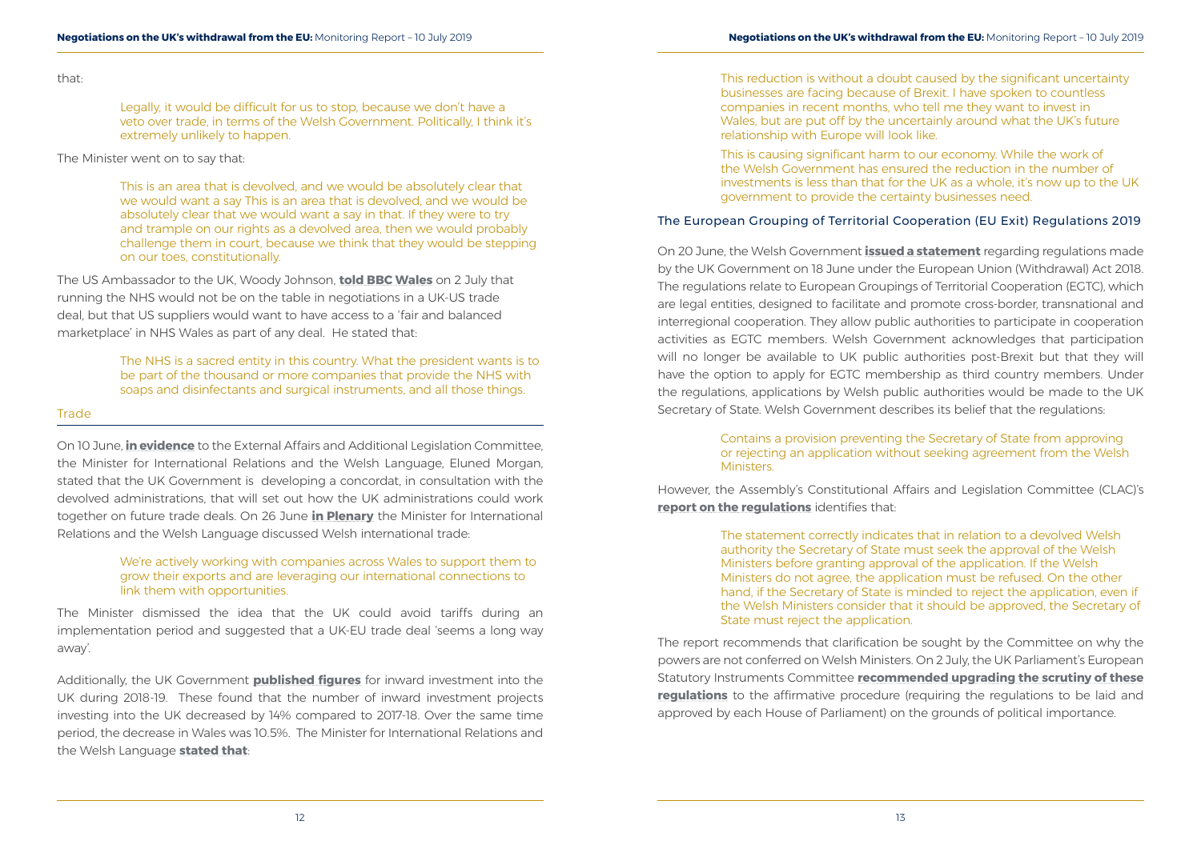that:

> Legally, it would be difficult for us to stop, because we don't have a veto over trade, in terms of the Welsh Government. Politically, I think it's extremely unlikely to happen.

The Minister went on to say that:

> This is an area that is devolved, and we would be absolutely clear that we would want a say This is an area that is devolved, and we would be absolutely clear that we would want a say in that. If they were to try and trample on our rights as a devolved area, then we would probably challenge them in court, because we think that they would be stepping on our toes, constitutionally.

The US Ambassador to the UK, Woody Johnson, **told BBC Wales** on 2 July that running the NHS would not be on the table in negotiations in a UK-US trade deal, but that US suppliers would want to have access to a 'fair and balanced marketplace' in NHS Wales as part of any deal. He stated that:

> The NHS is a sacred entity in this country. What the president wants is to be part of the thousand or more companies that provide the NHS with soaps and disinfectants and surgical instruments, and all those things.

## Trade

On 10 June, **in evidence** to the External Affairs and Additional Legislation Committee, the Minister for International Relations and the Welsh Language, Eluned Morgan, stated that the UK Government is developing a concordat, in consultation with the devolved administrations, that will set out how the UK administrations could work together on future trade deals. On 26 June **in Plenary** the Minister for International Relations and the Welsh Language discussed Welsh international trade:

> We're actively working with companies across Wales to support them to grow their exports and are leveraging our international connections to link them with opportunities.

The Minister dismissed the idea that the UK could avoid tariffs during an implementation period and suggested that a UK-EU trade deal 'seems a long way away'.

Additionally, the UK Government **published figures** for inward investment into the UK during 2018-19. These found that the number of inward investment projects investing into the UK decreased by 14% compared to 2017-18. Over the same time period, the decrease in Wales was 10.5%. The Minister for International Relations and the Welsh Language **stated that**:

> This reduction is without a doubt caused by the significant uncertainty businesses are facing because of Brexit. I have spoken to countless companies in recent months, who tell me they want to invest in Wales, but are put off by the uncertainly around what the UK's future relationship with Europe will look like.
>
> This is causing significant harm to our economy. While the work of the Welsh Government has ensured the reduction in the number of investments is less than that for the UK as a whole, it's now up to the UK government to provide the certainty businesses need.

### The European Grouping of Territorial Cooperation (EU Exit) Regulations 2019

On 20 June, the Welsh Government **issued a statement** regarding regulations made by the UK Government on 18 June under the European Union (Withdrawal) Act 2018. The regulations relate to European Groupings of Territorial Cooperation (EGTC), which are legal entities, designed to facilitate and promote cross-border, transnational and interregional cooperation. They allow public authorities to participate in cooperation activities as EGTC members. Welsh Government acknowledges that participation will no longer be available to UK public authorities post-Brexit but that they will have the option to apply for EGTC membership as third country members. Under the regulations, applications by Welsh public authorities would be made to the UK Secretary of State. Welsh Government describes its belief that the regulations:

> Contains a provision preventing the Secretary of State from approving or rejecting an application without seeking agreement from the Welsh Ministers.

However, the Assembly's Constitutional Affairs and Legislation Committee (CLAC)'s **report on the regulations** identifies that:

> The statement correctly indicates that in relation to a devolved Welsh authority the Secretary of State must seek the approval of the Welsh Ministers before granting approval of the application. If the Welsh Ministers do not agree, the application must be refused. On the other hand, if the Secretary of State is minded to reject the application, even if the Welsh Ministers consider that it should be approved, the Secretary of State must reject the application.

The report recommends that clarification be sought by the Committee on why the powers are not conferred on Welsh Ministers. On 2 July, the UK Parliament's European Statutory Instruments Committee **recommended upgrading the scrutiny of these regulations** to the affirmative procedure (requiring the regulations to be laid and approved by each House of Parliament) on the grounds of political importance.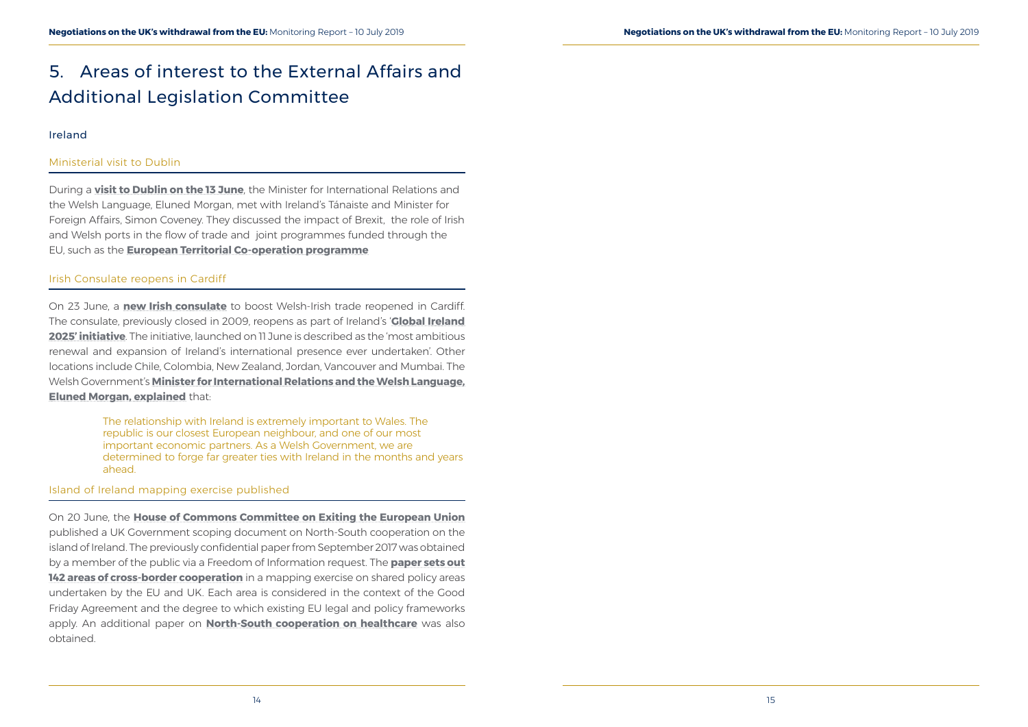# 5. Areas of interest to the External Affairs and Additional Legislation Committee

## Ireland

### Ministerial visit to Dublin

During a **visit to Dublin on the 13 June**, the Minister for International Relations and the Welsh Language, Eluned Morgan, met with Ireland's Tánaiste and Minister for Foreign Affairs, Simon Coveney. They discussed the impact of Brexit, the role of Irish and Welsh ports in the flow of trade and joint programmes funded through the EU, such as the **European Territorial Co-operation programme**

### Irish Consulate reopens in Cardiff

On 23 June, a **new Irish consulate** to boost Welsh-Irish trade reopened in Cardiff. The consulate, previously closed in 2009, reopens as part of Ireland's '**Global Ireland 2025' initiative**. The initiative, launched on 11 June is described as the 'most ambitious renewal and expansion of Ireland's international presence ever undertaken'. Other locations include Chile, Colombia, New Zealand, Jordan, Vancouver and Mumbai. The Welsh Government's **Minister for International Relations and the Welsh Language, Eluned Morgan, explained** that:

> The relationship with Ireland is extremely important to Wales. The republic is our closest European neighbour, and one of our most important economic partners. As a Welsh Government, we are determined to forge far greater ties with Ireland in the months and years ahead.

### Island of Ireland mapping exercise published

On 20 June, the **House of Commons Committee on Exiting the European Union** published a UK Government scoping document on North-South cooperation on the island of Ireland. The previously confidential paper from September 2017 was obtained by a member of the public via a Freedom of Information request. The **paper sets out 142 areas of cross-border cooperation** in a mapping exercise on shared policy areas undertaken by the EU and UK. Each area is considered in the context of the Good Friday Agreement and the degree to which existing EU legal and policy frameworks apply. An additional paper on **North-South cooperation on healthcare** was also obtained.